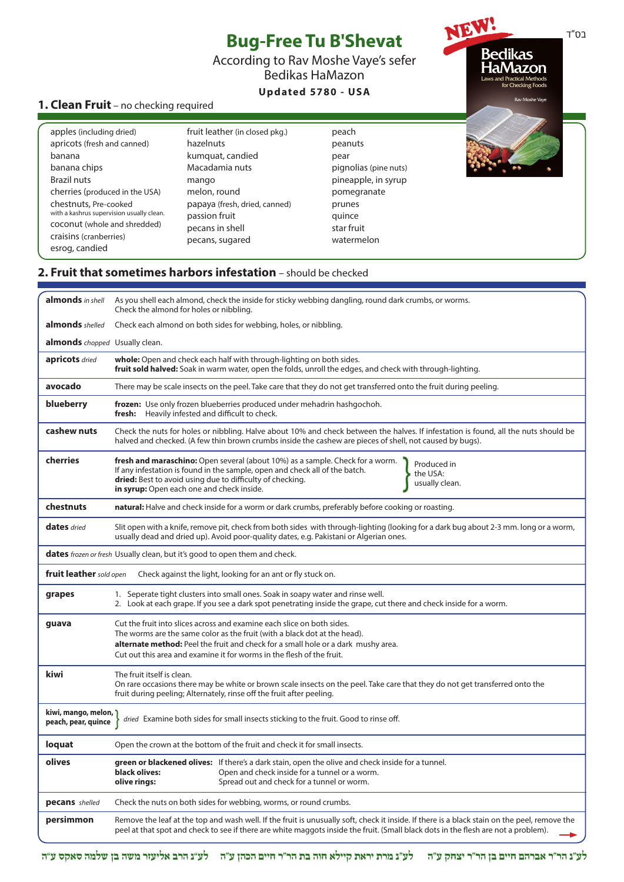בס"ד

# Bug-Free Tu B'Shevat

According to Rav Moshe Vaye's sefer Bedikas HaMazon

**Updated 5780 - USA**

NEW! Bedikas HaMazon — Laws and Practical Methods for Checking Foods — Rav Moshe Vaye

## 1. Clean Fruit – no checking required

- apples (including dried)
- apricots (fresh and canned)
- banana
- banana chips
- Brazil nuts
- cherries (produced in the USA)
- chestnuts, Pre-cooked with a kashrus supervision usually clean.
- coconut (whole and shredded)
- craisins (cranberries)
- esrog, candied
- fruit leather (in closed pkg.)
- hazelnuts
- kumquat, candied
- Macadamia nuts
- mango
- melon, round
- papaya (fresh, dried, canned)
- passion fruit
- pecans in shell
- pecans, sugared
- peach
- peanuts
- pear
- pignolias (pine nuts)
- pineapple, in syrup
- pomegranate
- prunes
- quince
- star fruit
- watermelon

## 2. Fruit that sometimes harbors infestation – should be checked

| Fruit | Instructions |
|---|---|
| **almonds** *in shell* | As you shell each almond, check the inside for sticky webbing dangling, round dark crumbs, or worms. Check the almond for holes or nibbling. |
| **almonds** *shelled* | Check each almond on both sides for webbing, holes, or nibbling. |
| **almonds** *chopped* | Usually clean. |
| **apricots** *dried* | **whole:** Open and check each half with through-lighting on both sides.<br>**fruit sold halved:** Soak in warm water, open the folds, unroll the edges, and check with through-lighting. |
| **avocado** | There may be scale insects on the peel. Take care that they do not get transferred onto the fruit during peeling. |
| **blueberry** | **frozen:** Use only frozen blueberries produced under mehadrin hashgochoh.<br>**fresh:** Heavily infested and difficult to check. |
| **cashew nuts** | Check the nuts for holes or nibbling. Halve about 10% and check between the halves. If infestation is found, all the nuts should be halved and checked. (A few thin brown crumbs inside the cashew are pieces of shell, not caused by bugs). |
| **cherries** | **fresh and maraschino:** Open several (about 10%) as a sample. Check for a worm. If any infestation is found in the sample, open and check all of the batch. (Produced in the USA: usually clean.)<br>**dried:** Best to avoid using due to difficulty of checking.<br>**in syrup:** Open each one and check inside. |
| **chestnuts** | **natural:** Halve and check inside for a worm or dark crumbs, preferably before cooking or roasting. |
| **dates** *dried* | Slit open with a knife, remove pit, check from both sides with through-lighting (looking for a dark bug about 2-3 mm. long or a worm, usually dead and dried up). Avoid poor-quality dates, e.g. Pakistani or Algerian ones. |
| **dates** *frozen or fresh* | Usually clean, but it's good to open them and check. |
| **fruit leather** *sold open* | Check against the light, looking for an ant or fly stuck on. |
| **grapes** | 1. Seperate tight clusters into small ones. Soak in soapy water and rinse well.<br>2. Look at each grape. If you see a dark spot penetrating inside the grape, cut there and check inside for a worm. |
| **guava** | Cut the fruit into slices across and examine each slice on both sides.<br>The worms are the same color as the fruit (with a black dot at the head).<br>**alternate method:** Peel the fruit and check for a small hole or a dark mushy area.<br>Cut out this area and examine it for worms in the flesh of the fruit. |
| **kiwi** | The fruit itself is clean.<br>On rare occasions there may be white or brown scale insects on the peel. Take care that they do not get transferred onto the fruit during peeling; Alternately, rinse off the fruit after peeling. |
| **kiwi, mango, melon, peach, pear, quince** | *dried* Examine both sides for small insects sticking to the fruit. Good to rinse off. |
| **loquat** | Open the crown at the bottom of the fruit and check it for small insects. |
| **olives** | **green or blackened olives:** If there's a dark stain, open the olive and check inside for a tunnel.<br>**black olives:** Open and check inside for a tunnel or a worm.<br>**olive rings:** Spread out and check for a tunnel or worm. |
| **pecans** *shelled* | Check the nuts on both sides for webbing, worms, or round crumbs. |
| **persimmon** | Remove the leaf at the top and wash well. If the fruit is unusually soft, check it inside. If there is a black stain on the peel, remove the peel at that spot and check to see if there are white maggots inside the fruit. (Small black dots in the flesh are not a problem). |

לע"נ הר"ר אברהם חיים בן הר"ר יצחק ע"ה &nbsp;&nbsp; לע"נ מרת יראת קיילא חוה בת הר"ר חיים הכהן ע"ה &nbsp;&nbsp; לע"נ הרב אליעזר משה בן שלמה סאקס ע"ה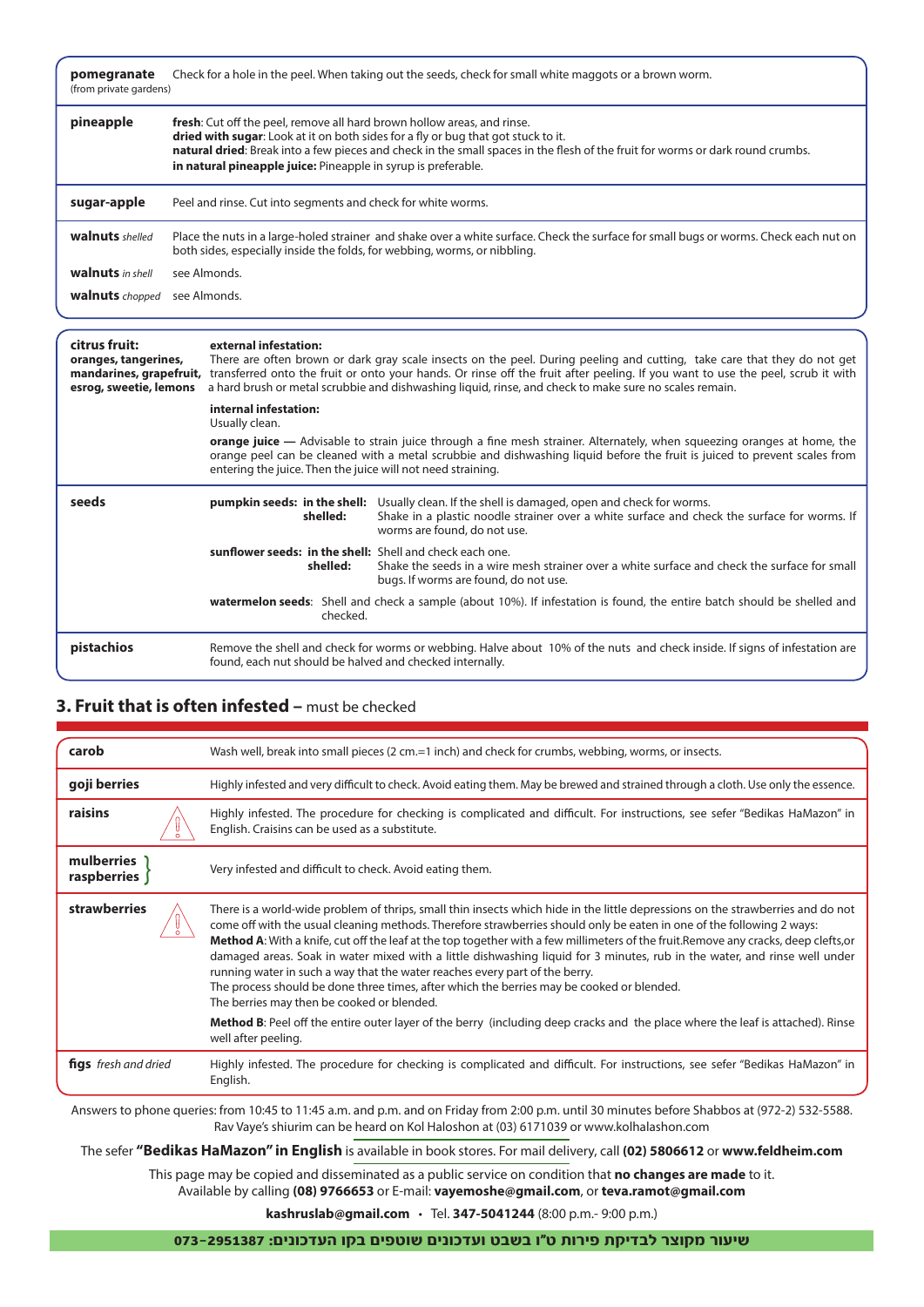| | |
|---|---|
| **pomegranate** (from private gardens) | Check for a hole in the peel. When taking out the seeds, check for small white maggots or a brown worm. |
| **pineapple** | **fresh**: Cut off the peel, remove all hard brown hollow areas, and rinse.<br>**dried with sugar**: Look at it on both sides for a fly or bug that got stuck to it.<br>**natural dried**: Break into a few pieces and check in the small spaces in the flesh of the fruit for worms or dark round crumbs.<br>**in natural pineapple juice:** Pineapple in syrup is preferable. |
| **sugar-apple** | Peel and rinse. Cut into segments and check for white worms. |
| **walnuts** *shelled* | Place the nuts in a large-holed strainer and shake over a white surface. Check the surface for small bugs or worms. Check each nut on both sides, especially inside the folds, for webbing, worms, or nibbling. |
| **walnuts** *in shell* | see Almonds. |
| **walnuts** *chopped* | see Almonds. |

| | |
|---|---|
| **citrus fruit: oranges, tangerines, mandarines, grapefruit, esrog, sweetie, lemons** | **external infestation:**<br>There are often brown or dark gray scale insects on the peel. During peeling and cutting, take care that they do not get transferred onto the fruit or onto your hands. Or rinse off the fruit after peeling. If you want to use the peel, scrub it with a hard brush or metal scrubbie and dishwashing liquid, rinse, and check to make sure no scales remain.<br>**internal infestation:**<br>Usually clean.<br>**orange juice —** Advisable to strain juice through a fine mesh strainer. Alternately, when squeezing oranges at home, the orange peel can be cleaned with a metal scrubbie and dishwashing liquid before the fruit is juiced to prevent scales from entering the juice. Then the juice will not need straining. |
| **seeds** | **pumpkin seeds: in the shell:** Usually clean. If the shell is damaged, open and check for worms.<br>**shelled:** Shake in a plastic noodle strainer over a white surface and check the surface for worms. If worms are found, do not use.<br>**sunflower seeds: in the shell:** Shell and check each one.<br>**shelled:** Shake the seeds in a wire mesh strainer over a white surface and check the surface for small bugs. If worms are found, do not use.<br>**watermelon seeds**: Shell and check a sample (about 10%). If infestation is found, the entire batch should be shelled and checked. |
| **pistachios** | Remove the shell and check for worms or webbing. Halve about 10% of the nuts and check inside. If signs of infestation are found, each nut should be halved and checked internally. |

## 3. Fruit that is often infested – must be checked

| | |
|---|---|
| **carob** | Wash well, break into small pieces (2 cm.=1 inch) and check for crumbs, webbing, worms, or insects. |
| **goji berries** | Highly infested and very difficult to check. Avoid eating them. May be brewed and strained through a cloth. Use only the essence. |
| **raisins** ⚠ | Highly infested. The procedure for checking is complicated and difficult. For instructions, see sefer "Bedikas HaMazon" in English. Craisins can be used as a substitute. |
| **mulberries**, **raspberries** | Very infested and difficult to check. Avoid eating them. |
| **strawberries** ⚠ | There is a world-wide problem of thrips, small thin insects which hide in the little depressions on the strawberries and do not come off with the usual cleaning methods. Therefore strawberries should only be eaten in one of the following 2 ways:<br>**Method A**: With a knife, cut off the leaf at the top together with a few millimeters of the fruit.Remove any cracks, deep clefts,or damaged areas. Soak in water mixed with a little dishwashing liquid for 3 minutes, rub in the water, and rinse well under running water in such a way that the water reaches every part of the berry.<br>The process should be done three times, after which the berries may be cooked or blended.<br>The berries may then be cooked or blended.<br>**Method B**: Peel off the entire outer layer of the berry (including deep cracks and the place where the leaf is attached). Rinse well after peeling. |
| **figs** *fresh and dried* | Highly infested. The procedure for checking is complicated and difficult. For instructions, see sefer "Bedikas HaMazon" in English. |

Answers to phone queries: from 10:45 to 11:45 a.m. and p.m. and on Friday from 2:00 p.m. until 30 minutes before Shabbos at (972-2) 532-5588. Rav Vaye's shiurim can be heard on Kol Haloshon at (03) 6171039 or www.kolhalashon.com

The sefer **"Bedikas HaMazon" in English** is available in book stores. For mail delivery, call **(02) 5806612** or **www.feldheim.com**

This page may be copied and disseminated as a public service on condition that **no changes are made** to it. Available by calling **(08) 9766653** or E-mail: **vayemoshe@gmail.com**, or **teva.ramot@gmail.com**

**kashruslab@gmail.com** • Tel. **347-5041244** (8:00 p.m.- 9:00 p.m.)

**שיעור מקוצר לבדיקת פירות ט"ו בשבט ועדכונים שוטפים בקו העדכונים: 073-2951387**